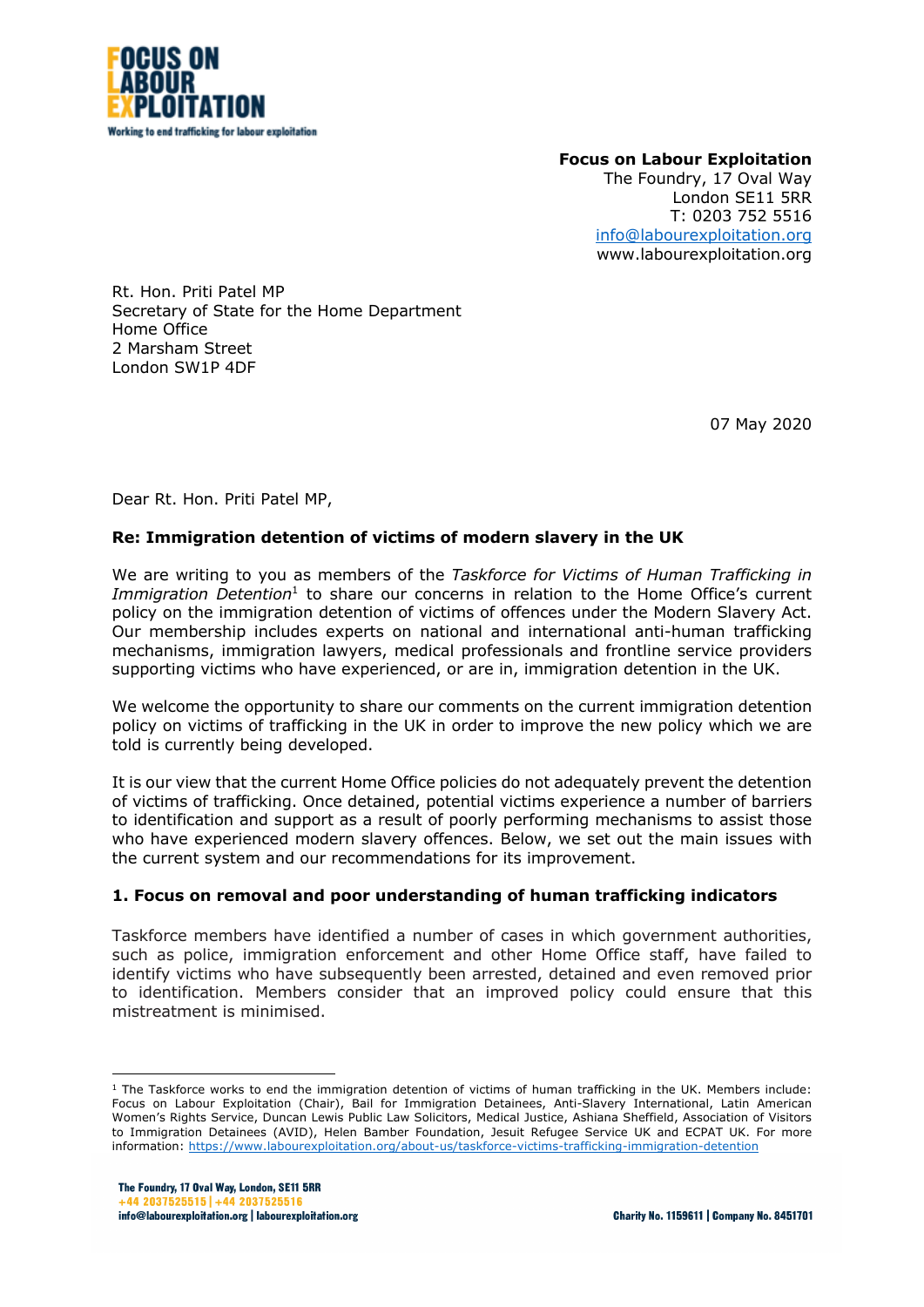FOCUS ON LABOUR EXPLOITATION

Working to end trafficking for labour exploitation

**Focus on Labour Exploitation**
The Foundry, 17 Oval Way
London SE11 5RR
T: 0203 752 5516
info@labourexploitation.org
www.labourexploitation.org

Rt. Hon. Priti Patel MP
Secretary of State for the Home Department
Home Office
2 Marsham Street
London SW1P 4DF

07 May 2020

Dear Rt. Hon. Priti Patel MP,

**Re: Immigration detention of victims of modern slavery in the UK**

We are writing to you as members of the *Taskforce for Victims of Human Trafficking in Immigration Detention*[1] to share our concerns in relation to the Home Office's current policy on the immigration detention of victims of offences under the Modern Slavery Act. Our membership includes experts on national and international anti-human trafficking mechanisms, immigration lawyers, medical professionals and frontline service providers supporting victims who have experienced, or are in, immigration detention in the UK.

We welcome the opportunity to share our comments on the current immigration detention policy on victims of trafficking in the UK in order to improve the new policy which we are told is currently being developed.

It is our view that the current Home Office policies do not adequately prevent the detention of victims of trafficking. Once detained, potential victims experience a number of barriers to identification and support as a result of poorly performing mechanisms to assist those who have experienced modern slavery offences. Below, we set out the main issues with the current system and our recommendations for its improvement.

### 1. Focus on removal and poor understanding of human trafficking indicators

Taskforce members have identified a number of cases in which government authorities, such as police, immigration enforcement and other Home Office staff, have failed to identify victims who have subsequently been arrested, detained and even removed prior to identification. Members consider that an improved policy could ensure that this mistreatment is minimised.

[1] The Taskforce works to end the immigration detention of victims of human trafficking in the UK. Members include: Focus on Labour Exploitation (Chair), Bail for Immigration Detainees, Anti-Slavery International, Latin American Women's Rights Service, Duncan Lewis Public Law Solicitors, Medical Justice, Ashiana Sheffield, Association of Visitors to Immigration Detainees (AVID), Helen Bamber Foundation, Jesuit Refugee Service UK and ECPAT UK. For more information: https://www.labourexploitation.org/about-us/taskforce-victims-trafficking-immigration-detention

The Foundry, 17 Oval Way, London, SE11 5RR
+44 2037525515 | +44 2037525516
info@labourexploitation.org | labourexploitation.org

Charity No. 1159611 | Company No. 8451701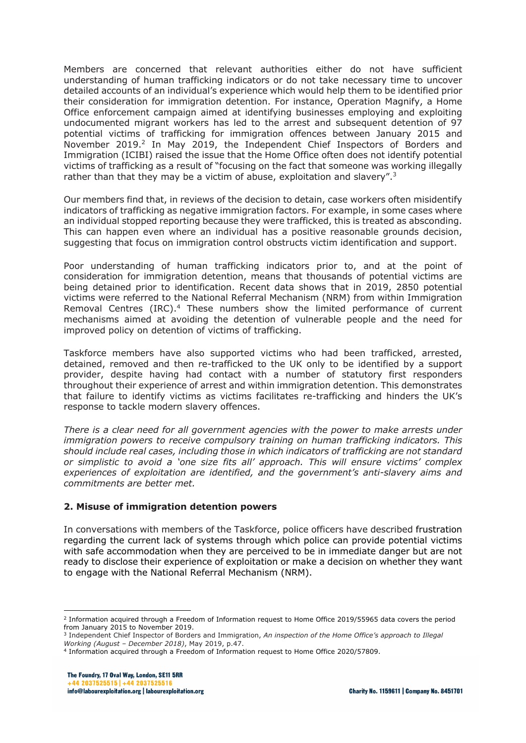Members are concerned that relevant authorities either do not have sufficient understanding of human trafficking indicators or do not take necessary time to uncover detailed accounts of an individual's experience which would help them to be identified prior their consideration for immigration detention. For instance, Operation Magnify, a Home Office enforcement campaign aimed at identifying businesses employing and exploiting undocumented migrant workers has led to the arrest and subsequent detention of 97 potential victims of trafficking for immigration offences between January 2015 and November 2019.[2] In May 2019, the Independent Chief Inspectors of Borders and Immigration (ICIBI) raised the issue that the Home Office often does not identify potential victims of trafficking as a result of "focusing on the fact that someone was working illegally rather than that they may be a victim of abuse, exploitation and slavery".[3]

Our members find that, in reviews of the decision to detain, case workers often misidentify indicators of trafficking as negative immigration factors. For example, in some cases where an individual stopped reporting because they were trafficked, this is treated as absconding. This can happen even where an individual has a positive reasonable grounds decision, suggesting that focus on immigration control obstructs victim identification and support.

Poor understanding of human trafficking indicators prior to, and at the point of consideration for immigration detention, means that thousands of potential victims are being detained prior to identification. Recent data shows that in 2019, 2850 potential victims were referred to the National Referral Mechanism (NRM) from within Immigration Removal Centres (IRC).[4] These numbers show the limited performance of current mechanisms aimed at avoiding the detention of vulnerable people and the need for improved policy on detention of victims of trafficking.

Taskforce members have also supported victims who had been trafficked, arrested, detained, removed and then re-trafficked to the UK only to be identified by a support provider, despite having had contact with a number of statutory first responders throughout their experience of arrest and within immigration detention. This demonstrates that failure to identify victims as victims facilitates re-trafficking and hinders the UK's response to tackle modern slavery offences.

*There is a clear need for all government agencies with the power to make arrests under immigration powers to receive compulsory training on human trafficking indicators. This should include real cases, including those in which indicators of trafficking are not standard or simplistic to avoid a 'one size fits all' approach. This will ensure victims' complex experiences of exploitation are identified, and the government's anti-slavery aims and commitments are better met.*

## 2. Misuse of immigration detention powers

In conversations with members of the Taskforce, police officers have described frustration regarding the current lack of systems through which police can provide potential victims with safe accommodation when they are perceived to be in immediate danger but are not ready to disclose their experience of exploitation or make a decision on whether they want to engage with the National Referral Mechanism (NRM).

---

[2] Information acquired through a Freedom of Information request to Home Office 2019/55965 data covers the period from January 2015 to November 2019.

[3] Independent Chief Inspector of Borders and Immigration, *An inspection of the Home Office's approach to Illegal Working (August – December 2018)*, May 2019, p.47.

[4] Information acquired through a Freedom of Information request to Home Office 2020/57809.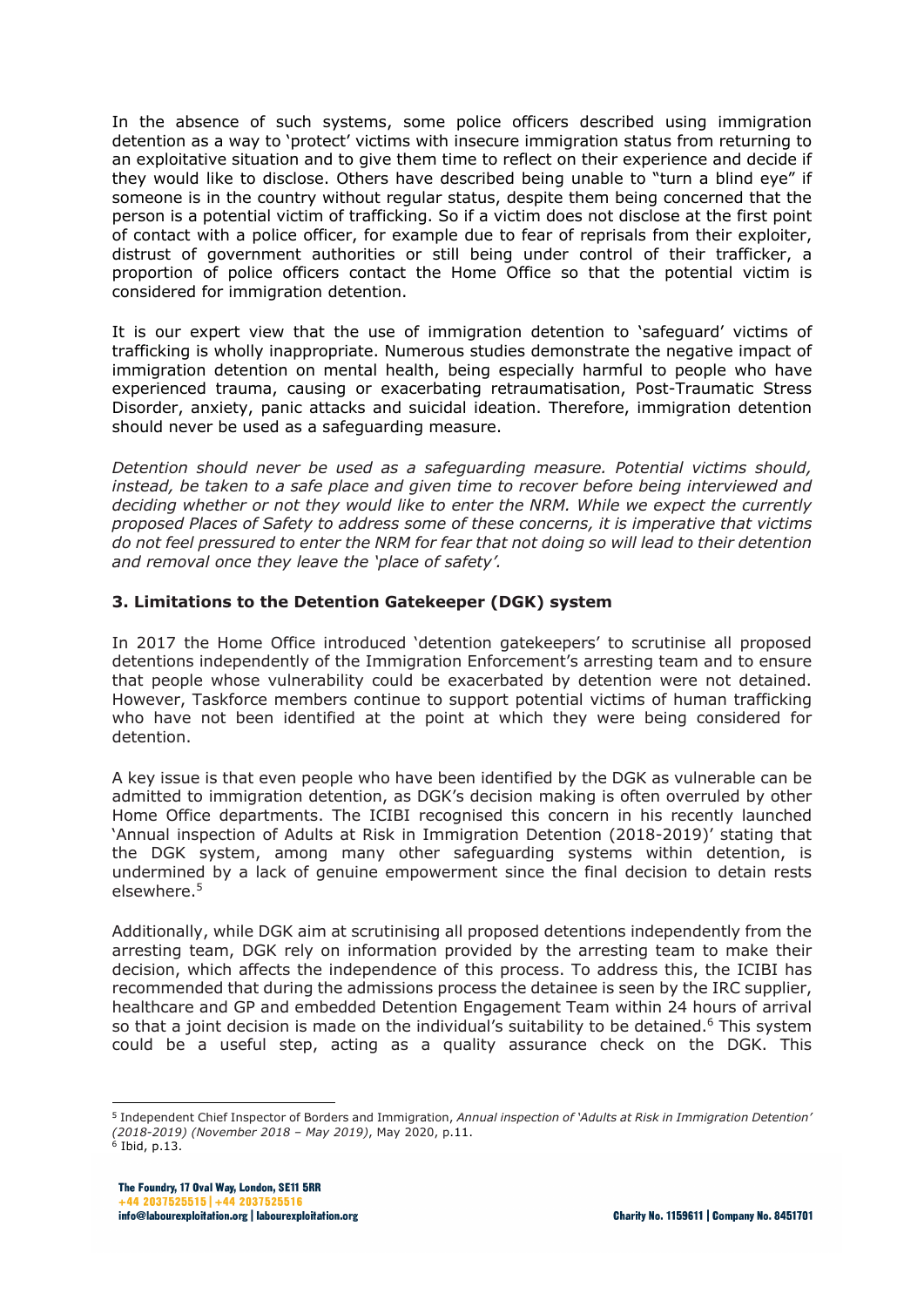In the absence of such systems, some police officers described using immigration detention as a way to 'protect' victims with insecure immigration status from returning to an exploitative situation and to give them time to reflect on their experience and decide if they would like to disclose. Others have described being unable to "turn a blind eye" if someone is in the country without regular status, despite them being concerned that the person is a potential victim of trafficking. So if a victim does not disclose at the first point of contact with a police officer, for example due to fear of reprisals from their exploiter, distrust of government authorities or still being under control of their trafficker, a proportion of police officers contact the Home Office so that the potential victim is considered for immigration detention.

It is our expert view that the use of immigration detention to 'safeguard' victims of trafficking is wholly inappropriate. Numerous studies demonstrate the negative impact of immigration detention on mental health, being especially harmful to people who have experienced trauma, causing or exacerbating retraumatisation, Post-Traumatic Stress Disorder, anxiety, panic attacks and suicidal ideation. Therefore, immigration detention should never be used as a safeguarding measure.

*Detention should never be used as a safeguarding measure. Potential victims should, instead, be taken to a safe place and given time to recover before being interviewed and deciding whether or not they would like to enter the NRM. While we expect the currently proposed Places of Safety to address some of these concerns, it is imperative that victims do not feel pressured to enter the NRM for fear that not doing so will lead to their detention and removal once they leave the 'place of safety'.*

### 3. Limitations to the Detention Gatekeeper (DGK) system

In 2017 the Home Office introduced 'detention gatekeepers' to scrutinise all proposed detentions independently of the Immigration Enforcement's arresting team and to ensure that people whose vulnerability could be exacerbated by detention were not detained. However, Taskforce members continue to support potential victims of human trafficking who have not been identified at the point at which they were being considered for detention.

A key issue is that even people who have been identified by the DGK as vulnerable can be admitted to immigration detention, as DGK's decision making is often overruled by other Home Office departments. The ICIBI recognised this concern in his recently launched 'Annual inspection of Adults at Risk in Immigration Detention (2018-2019)' stating that the DGK system, among many other safeguarding systems within detention, is undermined by a lack of genuine empowerment since the final decision to detain rests elsewhere.[5]

Additionally, while DGK aim at scrutinising all proposed detentions independently from the arresting team, DGK rely on information provided by the arresting team to make their decision, which affects the independence of this process. To address this, the ICIBI has recommended that during the admissions process the detainee is seen by the IRC supplier, healthcare and GP and embedded Detention Engagement Team within 24 hours of arrival so that a joint decision is made on the individual's suitability to be detained.[6] This system could be a useful step, acting as a quality assurance check on the DGK. This

[5] Independent Chief Inspector of Borders and Immigration, *Annual inspection of 'Adults at Risk in Immigration Detention' (2018-2019) (November 2018 – May 2019)*, May 2020, p.11.
[6] Ibid, p.13.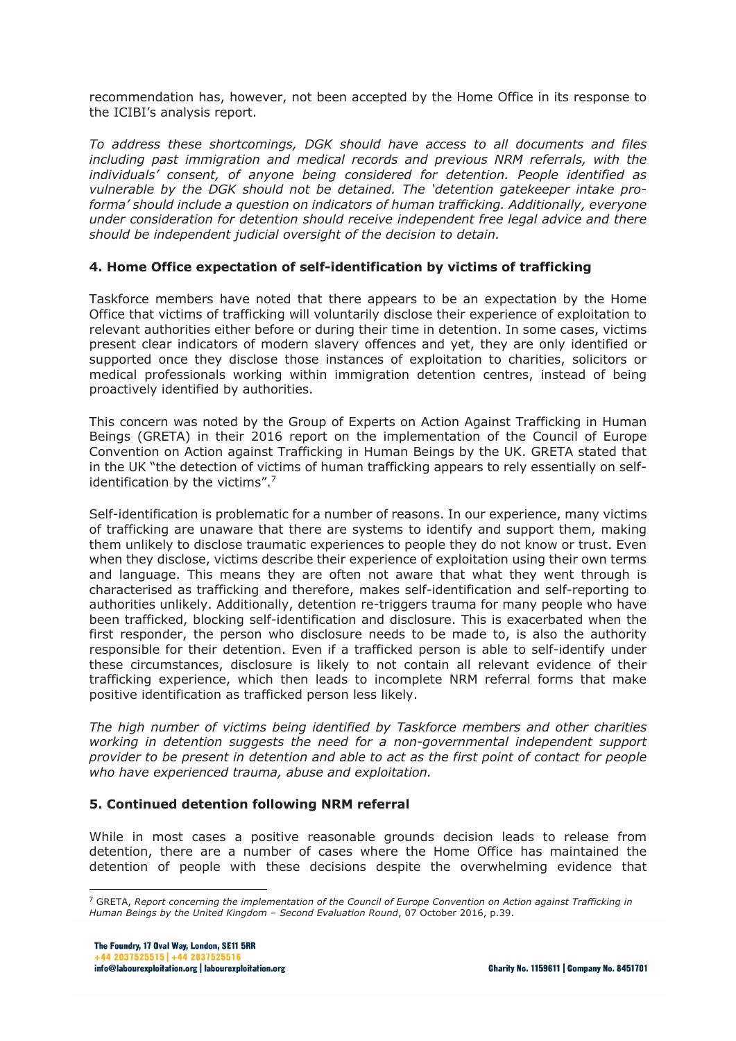recommendation has, however, not been accepted by the Home Office in its response to the ICIBI's analysis report.

*To address these shortcomings, DGK should have access to all documents and files including past immigration and medical records and previous NRM referrals, with the individuals' consent, of anyone being considered for detention. People identified as vulnerable by the DGK should not be detained. The 'detention gatekeeper intake pro-forma' should include a question on indicators of human trafficking. Additionally, everyone under consideration for detention should receive independent free legal advice and there should be independent judicial oversight of the decision to detain.*

### 4. Home Office expectation of self-identification by victims of trafficking

Taskforce members have noted that there appears to be an expectation by the Home Office that victims of trafficking will voluntarily disclose their experience of exploitation to relevant authorities either before or during their time in detention. In some cases, victims present clear indicators of modern slavery offences and yet, they are only identified or supported once they disclose those instances of exploitation to charities, solicitors or medical professionals working within immigration detention centres, instead of being proactively identified by authorities.

This concern was noted by the Group of Experts on Action Against Trafficking in Human Beings (GRETA) in their 2016 report on the implementation of the Council of Europe Convention on Action against Trafficking in Human Beings by the UK. GRETA stated that in the UK "the detection of victims of human trafficking appears to rely essentially on self-identification by the victims".[7]

Self-identification is problematic for a number of reasons. In our experience, many victims of trafficking are unaware that there are systems to identify and support them, making them unlikely to disclose traumatic experiences to people they do not know or trust. Even when they disclose, victims describe their experience of exploitation using their own terms and language. This means they are often not aware that what they went through is characterised as trafficking and therefore, makes self-identification and self-reporting to authorities unlikely. Additionally, detention re-triggers trauma for many people who have been trafficked, blocking self-identification and disclosure. This is exacerbated when the first responder, the person who disclosure needs to be made to, is also the authority responsible for their detention. Even if a trafficked person is able to self-identify under these circumstances, disclosure is likely to not contain all relevant evidence of their trafficking experience, which then leads to incomplete NRM referral forms that make positive identification as trafficked person less likely.

*The high number of victims being identified by Taskforce members and other charities working in detention suggests the need for a non-governmental independent support provider to be present in detention and able to act as the first point of contact for people who have experienced trauma, abuse and exploitation.*

### 5. Continued detention following NRM referral

While in most cases a positive reasonable grounds decision leads to release from detention, there are a number of cases where the Home Office has maintained the detention of people with these decisions despite the overwhelming evidence that

---

[7] GRETA, *Report concerning the implementation of the Council of Europe Convention on Action against Trafficking in Human Beings by the United Kingdom – Second Evaluation Round*, 07 October 2016, p.39.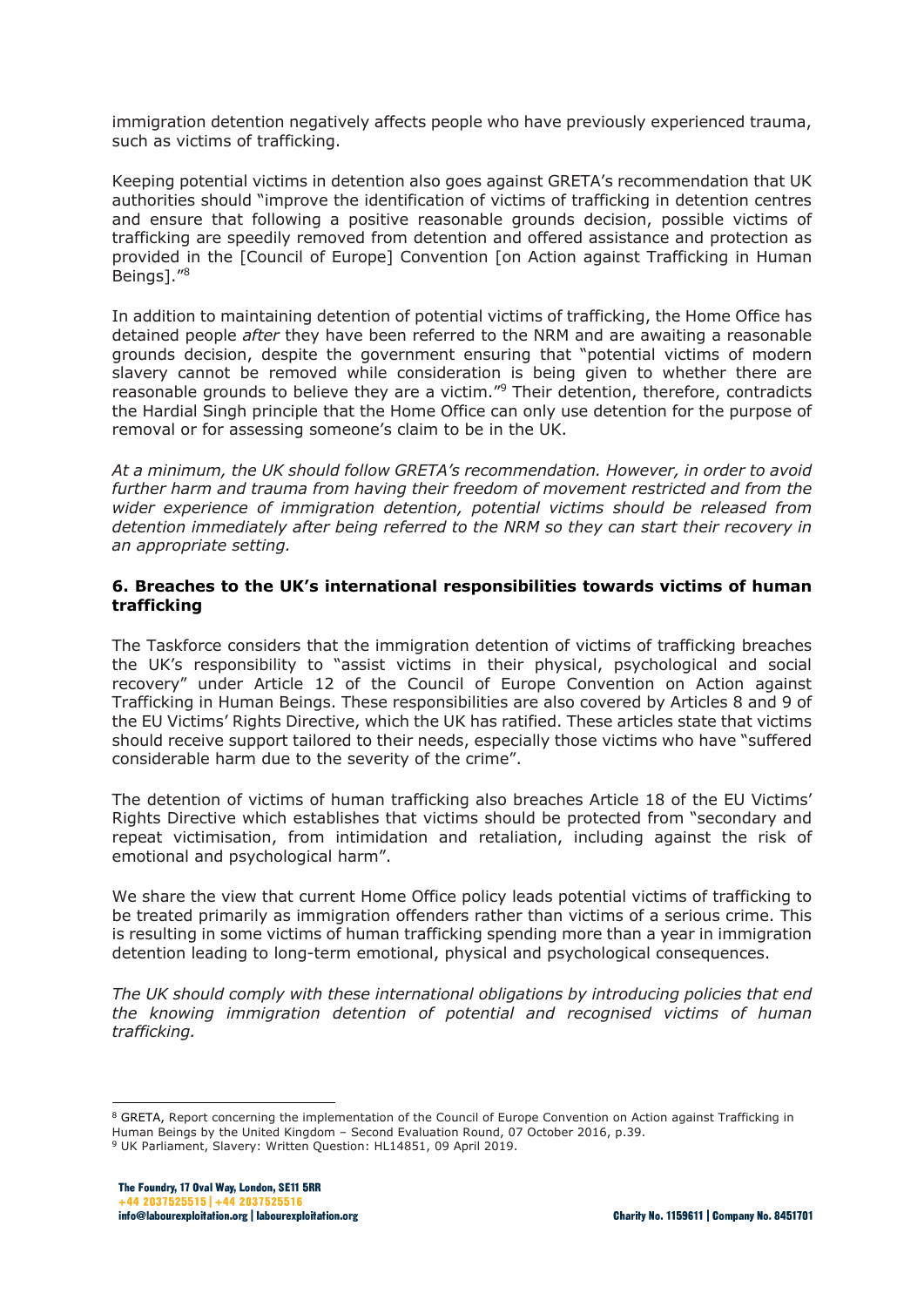immigration detention negatively affects people who have previously experienced trauma, such as victims of trafficking.

Keeping potential victims in detention also goes against GRETA's recommendation that UK authorities should "improve the identification of victims of trafficking in detention centres and ensure that following a positive reasonable grounds decision, possible victims of trafficking are speedily removed from detention and offered assistance and protection as provided in the [Council of Europe] Convention [on Action against Trafficking in Human Beings]."[8]

In addition to maintaining detention of potential victims of trafficking, the Home Office has detained people *after* they have been referred to the NRM and are awaiting a reasonable grounds decision, despite the government ensuring that "potential victims of modern slavery cannot be removed while consideration is being given to whether there are reasonable grounds to believe they are a victim."[9] Their detention, therefore, contradicts the Hardial Singh principle that the Home Office can only use detention for the purpose of removal or for assessing someone's claim to be in the UK.

*At a minimum, the UK should follow GRETA's recommendation. However, in order to avoid further harm and trauma from having their freedom of movement restricted and from the wider experience of immigration detention, potential victims should be released from detention immediately after being referred to the NRM so they can start their recovery in an appropriate setting.*

**6. Breaches to the UK's international responsibilities towards victims of human trafficking**

The Taskforce considers that the immigration detention of victims of trafficking breaches the UK's responsibility to "assist victims in their physical, psychological and social recovery" under Article 12 of the Council of Europe Convention on Action against Trafficking in Human Beings. These responsibilities are also covered by Articles 8 and 9 of the EU Victims' Rights Directive, which the UK has ratified. These articles state that victims should receive support tailored to their needs, especially those victims who have "suffered considerable harm due to the severity of the crime".

The detention of victims of human trafficking also breaches Article 18 of the EU Victims' Rights Directive which establishes that victims should be protected from "secondary and repeat victimisation, from intimidation and retaliation, including against the risk of emotional and psychological harm".

We share the view that current Home Office policy leads potential victims of trafficking to be treated primarily as immigration offenders rather than victims of a serious crime. This is resulting in some victims of human trafficking spending more than a year in immigration detention leading to long-term emotional, physical and psychological consequences.

*The UK should comply with these international obligations by introducing policies that end the knowing immigration detention of potential and recognised victims of human trafficking.*

---

[8] GRETA, Report concerning the implementation of the Council of Europe Convention on Action against Trafficking in Human Beings by the United Kingdom – Second Evaluation Round, 07 October 2016, p.39.

[9] UK Parliament, Slavery: Written Question: HL14851, 09 April 2019.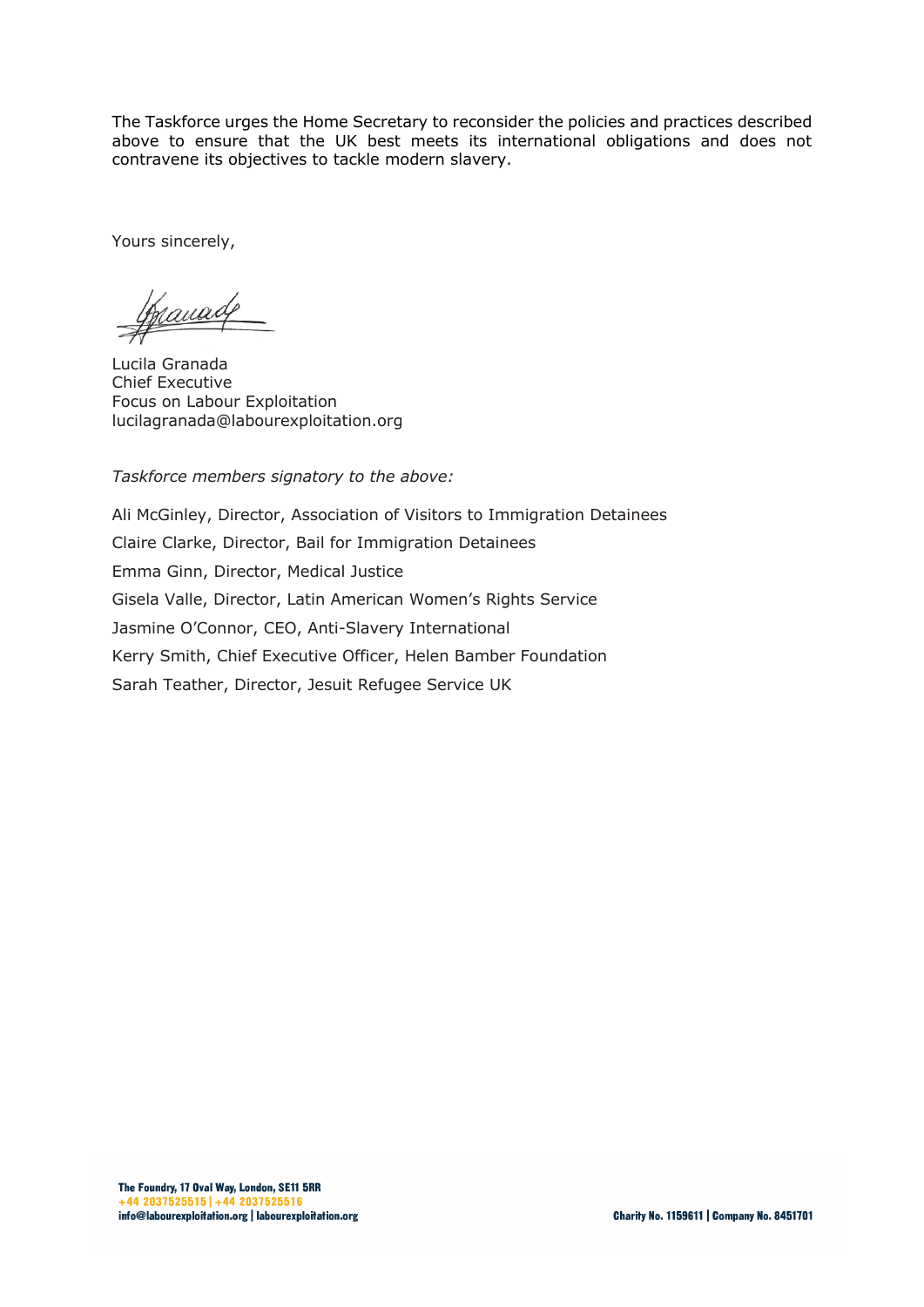The Taskforce urges the Home Secretary to reconsider the policies and practices described above to ensure that the UK best meets its international obligations and does not contravene its objectives to tackle modern slavery.

Yours sincerely,

Lucila Granada
Chief Executive
Focus on Labour Exploitation
lucilagranada@labourexploitation.org

*Taskforce members signatory to the above:*

Ali McGinley, Director, Association of Visitors to Immigration Detainees

Claire Clarke, Director, Bail for Immigration Detainees

Emma Ginn, Director, Medical Justice

Gisela Valle, Director, Latin American Women's Rights Service

Jasmine O'Connor, CEO, Anti-Slavery International

Kerry Smith, Chief Executive Officer, Helen Bamber Foundation

Sarah Teather, Director, Jesuit Refugee Service UK